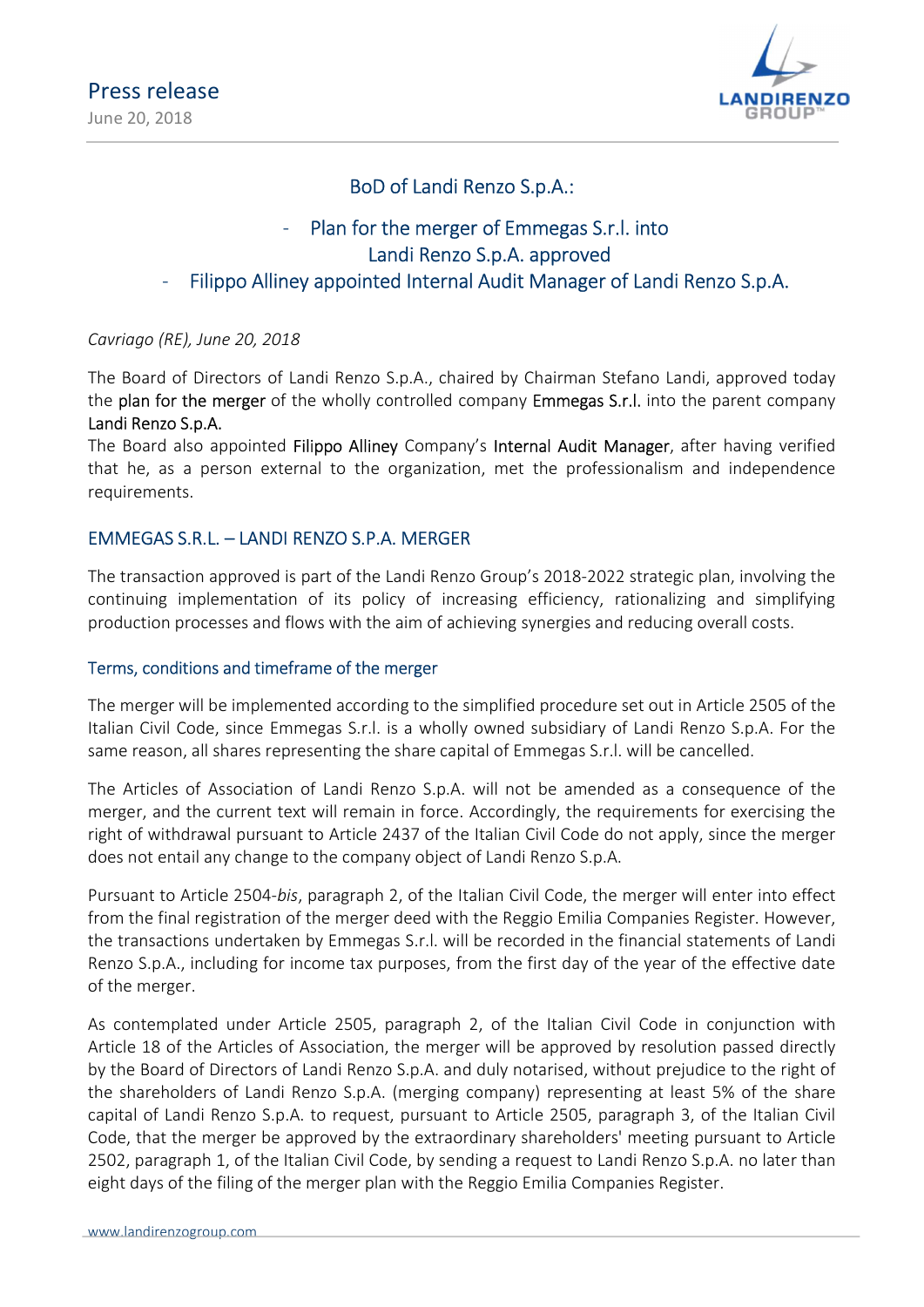Press release
June 20, 2018

## BoD of Landi Renzo S.p.A.:

- Plan for the merger of Emmegas S.r.l. into Landi Renzo S.p.A. approved
- Filippo Alliney appointed Internal Audit Manager of Landi Renzo S.p.A.

*Cavriago (RE), June 20, 2018*

The Board of Directors of Landi Renzo S.p.A., chaired by Chairman Stefano Landi, approved today the plan for the merger of the wholly controlled company Emmegas S.r.l. into the parent company Landi Renzo S.p.A.
The Board also appointed Filippo Alliney Company's Internal Audit Manager, after having verified that he, as a person external to the organization, met the professionalism and independence requirements.

## EMMEGAS S.R.L. – LANDI RENZO S.P.A. MERGER

The transaction approved is part of the Landi Renzo Group's 2018-2022 strategic plan, involving the continuing implementation of its policy of increasing efficiency, rationalizing and simplifying production processes and flows with the aim of achieving synergies and reducing overall costs.

### Terms, conditions and timeframe of the merger

The merger will be implemented according to the simplified procedure set out in Article 2505 of the Italian Civil Code, since Emmegas S.r.l. is a wholly owned subsidiary of Landi Renzo S.p.A. For the same reason, all shares representing the share capital of Emmegas S.r.l. will be cancelled.

The Articles of Association of Landi Renzo S.p.A. will not be amended as a consequence of the merger, and the current text will remain in force. Accordingly, the requirements for exercising the right of withdrawal pursuant to Article 2437 of the Italian Civil Code do not apply, since the merger does not entail any change to the company object of Landi Renzo S.p.A.

Pursuant to Article 2504-*bis*, paragraph 2, of the Italian Civil Code, the merger will enter into effect from the final registration of the merger deed with the Reggio Emilia Companies Register. However, the transactions undertaken by Emmegas S.r.l. will be recorded in the financial statements of Landi Renzo S.p.A., including for income tax purposes, from the first day of the year of the effective date of the merger.

As contemplated under Article 2505, paragraph 2, of the Italian Civil Code in conjunction with Article 18 of the Articles of Association, the merger will be approved by resolution passed directly by the Board of Directors of Landi Renzo S.p.A. and duly notarised, without prejudice to the right of the shareholders of Landi Renzo S.p.A. (merging company) representing at least 5% of the share capital of Landi Renzo S.p.A. to request, pursuant to Article 2505, paragraph 3, of the Italian Civil Code, that the merger be approved by the extraordinary shareholders' meeting pursuant to Article 2502, paragraph 1, of the Italian Civil Code, by sending a request to Landi Renzo S.p.A. no later than eight days of the filing of the merger plan with the Reggio Emilia Companies Register.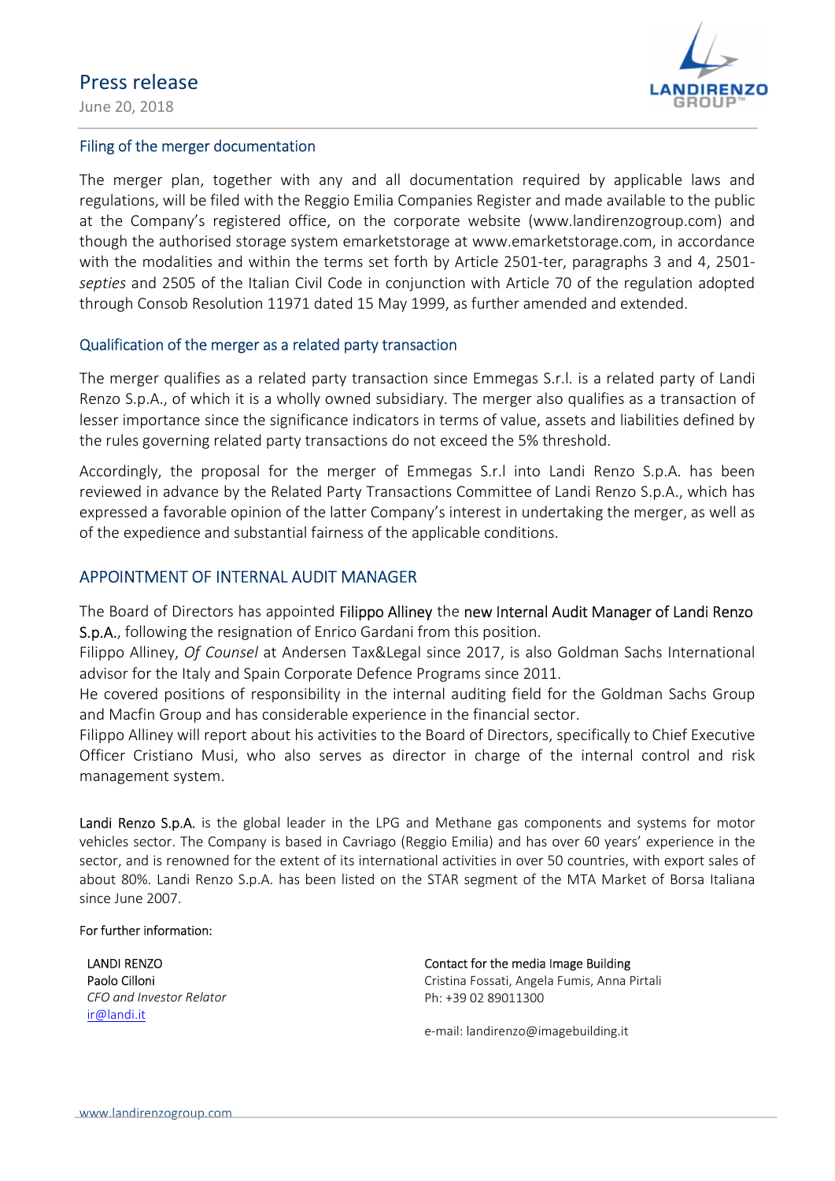## Filing of the merger documentation

The merger plan, together with any and all documentation required by applicable laws and regulations, will be filed with the Reggio Emilia Companies Register and made available to the public at the Company's registered office, on the corporate website (www.landirenzogroup.com) and though the authorised storage system emarketstorage at www.emarketstorage.com, in accordance with the modalities and within the terms set forth by Article 2501-ter, paragraphs 3 and 4, 2501-*septies* and 2505 of the Italian Civil Code in conjunction with Article 70 of the regulation adopted through Consob Resolution 11971 dated 15 May 1999, as further amended and extended.

## Qualification of the merger as a related party transaction

The merger qualifies as a related party transaction since Emmegas S.r.l. is a related party of Landi Renzo S.p.A., of which it is a wholly owned subsidiary. The merger also qualifies as a transaction of lesser importance since the significance indicators in terms of value, assets and liabilities defined by the rules governing related party transactions do not exceed the 5% threshold.

Accordingly, the proposal for the merger of Emmegas S.r.l into Landi Renzo S.p.A. has been reviewed in advance by the Related Party Transactions Committee of Landi Renzo S.p.A., which has expressed a favorable opinion of the latter Company's interest in undertaking the merger, as well as of the expedience and substantial fairness of the applicable conditions.

## APPOINTMENT OF INTERNAL AUDIT MANAGER

The Board of Directors has appointed Filippo Alliney the new Internal Audit Manager of Landi Renzo S.p.A., following the resignation of Enrico Gardani from this position.
Filippo Alliney, *Of Counsel* at Andersen Tax&Legal since 2017, is also Goldman Sachs International advisor for the Italy and Spain Corporate Defence Programs since 2011.
He covered positions of responsibility in the internal auditing field for the Goldman Sachs Group and Macfin Group and has considerable experience in the financial sector.
Filippo Alliney will report about his activities to the Board of Directors, specifically to Chief Executive Officer Cristiano Musi, who also serves as director in charge of the internal control and risk management system.

Landi Renzo S.p.A. is the global leader in the LPG and Methane gas components and systems for motor vehicles sector. The Company is based in Cavriago (Reggio Emilia) and has over 60 years' experience in the sector, and is renowned for the extent of its international activities in over 50 countries, with export sales of about 80%. Landi Renzo S.p.A. has been listed on the STAR segment of the MTA Market of Borsa Italiana since June 2007.

For further information:

LANDI RENZO
Paolo Cilloni
*CFO and Investor Relator*
ir@landi.it

Contact for the media Image Building
Cristina Fossati, Angela Fumis, Anna Pirtali
Ph: +39 02 89011300

e-mail: landirenzo@imagebuilding.it